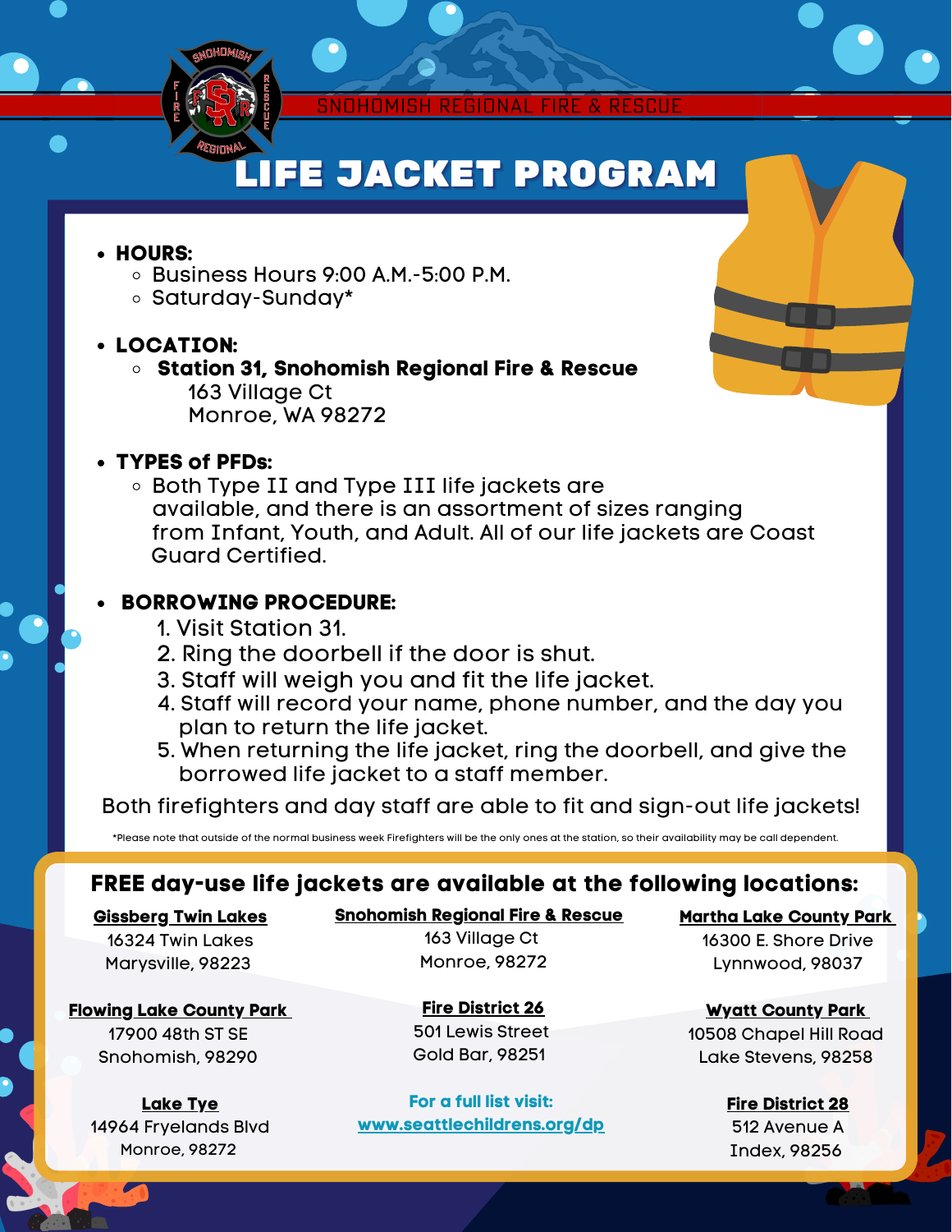SNOHOMISH REGIONAL FIRE & RESCUE

# LIFE JACKET PROGRAM

- **HOURS:**
  - Business Hours 9:00 A.M.-5:00 P.M.
  - Saturday-Sunday*

- **LOCATION:**
  - **Station 31, Snohomish Regional Fire & Rescue**
    163 Village Ct
    Monroe, WA 98272

- **TYPES of PFDs:**
  - Both Type II and Type III life jackets are available, and there is an assortment of sizes ranging from Infant, Youth, and Adult. All of our life jackets are Coast Guard Certified.

- **BORROWING PROCEDURE:**
  1. Visit Station 31.
  2. Ring the doorbell if the door is shut.
  3. Staff will weigh you and fit the life jacket.
  4. Staff will record your name, phone number, and the day you plan to return the life jacket.
  5. When returning the life jacket, ring the doorbell, and give the borrowed life jacket to a staff member.

Both firefighters and day staff are able to fit and sign-out life jackets!

*Please note that outside of the normal business week Firefighters will be the only ones at the station, so their availability may be call dependent.

## FREE day-use life jackets are available at the following locations:

**Gissberg Twin Lakes**
16324 Twin Lakes
Marysville, 98223

**Snohomish Regional Fire & Rescue**
163 Village Ct
Monroe, 98272

**Martha Lake County Park**
16300 E. Shore Drive
Lynnwood, 98037

**Flowing Lake County Park**
17900 48th ST SE
Snohomish, 98290

**Fire District 26**
501 Lewis Street
Gold Bar, 98251

**Wyatt County Park**
10508 Chapel Hill Road
Lake Stevens, 98258

**Lake Tye**
14964 Fryelands Blvd
Monroe, 98272

**For a full list visit:**
www.seattlechildrens.org/dp

**Fire District 28**
512 Avenue A
Index, 98256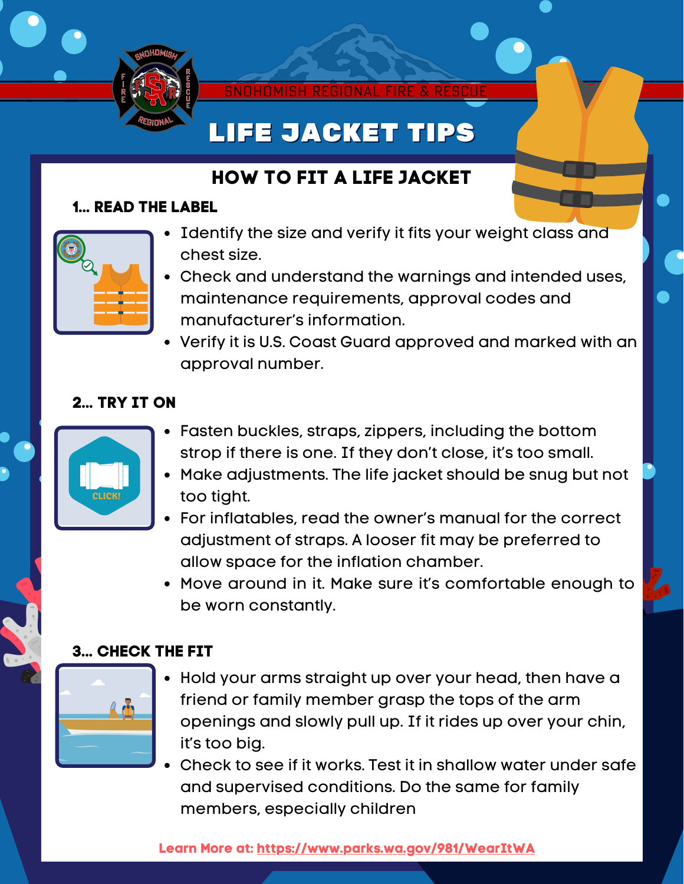SNOHOMISH REGIONAL FIRE & RESCUE

# LIFE JACKET TIPS

## HOW TO FIT A LIFE JACKET

### 1... READ THE LABEL

- Identify the size and verify it fits your weight class and chest size.
- Check and understand the warnings and intended uses, maintenance requirements, approval codes and manufacturer's information.
- Verify it is U.S. Coast Guard approved and marked with an approval number.

### 2... TRY IT ON

- Fasten buckles, straps, zippers, including the bottom strop if there is one. If they don't close, it's too small.
- Make adjustments. The life jacket should be snug but not too tight.
- For inflatables, read the owner's manual for the correct adjustment of straps. A looser fit may be preferred to allow space for the inflation chamber.
- Move around in it. Make sure it's comfortable enough to be worn constantly.

### 3... CHECK THE FIT

- Hold your arms straight up over your head, then have a friend or family member grasp the tops of the arm openings and slowly pull up. If it rides up over your chin, it's too big.
- Check to see if it works. Test it in shallow water under safe and supervised conditions. Do the same for family members, especially children

**Learn More at: https://www.parks.wa.gov/981/WearItWA**